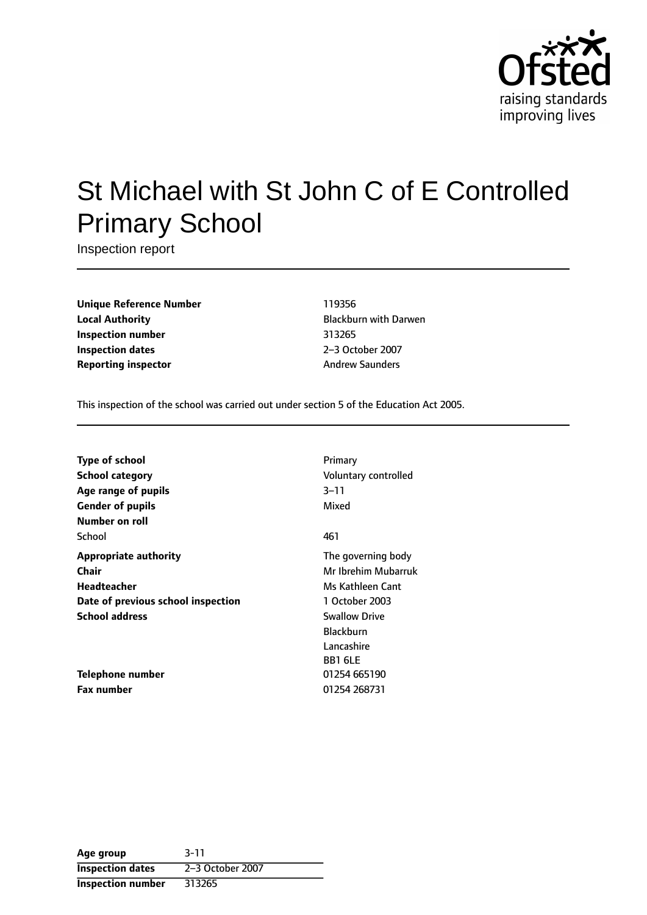Ofsted
raising standards
improving lives

# St Michael with St John C of E Controlled Primary School

Inspection report

| | |
|---|---|
| **Unique Reference Number** | 119356 |
| **Local Authority** | Blackburn with Darwen |
| **Inspection number** | 313265 |
| **Inspection dates** | 2–3 October 2007 |
| **Reporting inspector** | Andrew Saunders |

This inspection of the school was carried out under section 5 of the Education Act 2005.

| | |
|---|---|
| **Type of school** | Primary |
| **School category** | Voluntary controlled |
| **Age range of pupils** | 3–11 |
| **Gender of pupils** | Mixed |
| **Number on roll** | |
| School | 461 |
| **Appropriate authority** | The governing body |
| **Chair** | Mr Ibrehim Mubarruk |
| **Headteacher** | Ms Kathleen Cant |
| **Date of previous school inspection** | 1 October 2003 |
| **School address** | Swallow Drive<br>Blackburn<br>Lancashire<br>BB1 6LE |
| **Telephone number** | 01254 665190 |
| **Fax number** | 01254 268731 |

| **Age group** | 3-11 |
|---|---|
| **Inspection dates** | 2–3 October 2007 |
| **Inspection number** | 313265 |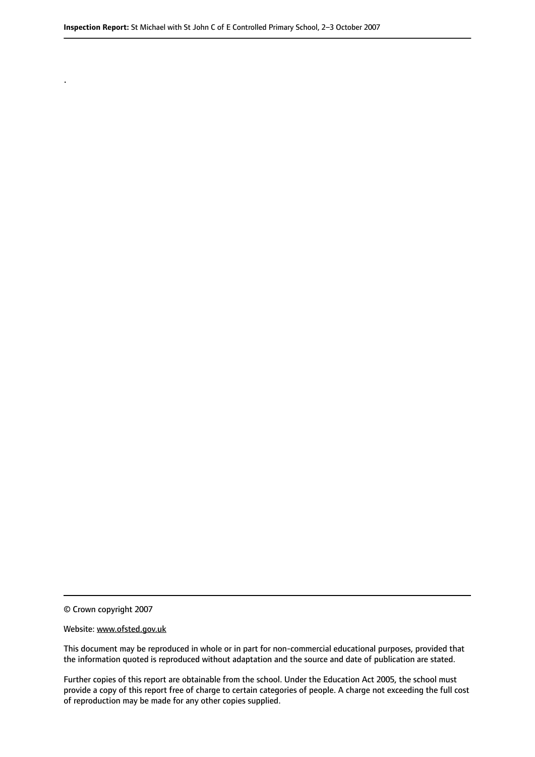.

© Crown copyright 2007

Website: www.ofsted.gov.uk

This document may be reproduced in whole or in part for non-commercial educational purposes, provided that the information quoted is reproduced without adaptation and the source and date of publication are stated.

Further copies of this report are obtainable from the school. Under the Education Act 2005, the school must provide a copy of this report free of charge to certain categories of people. A charge not exceeding the full cost of reproduction may be made for any other copies supplied.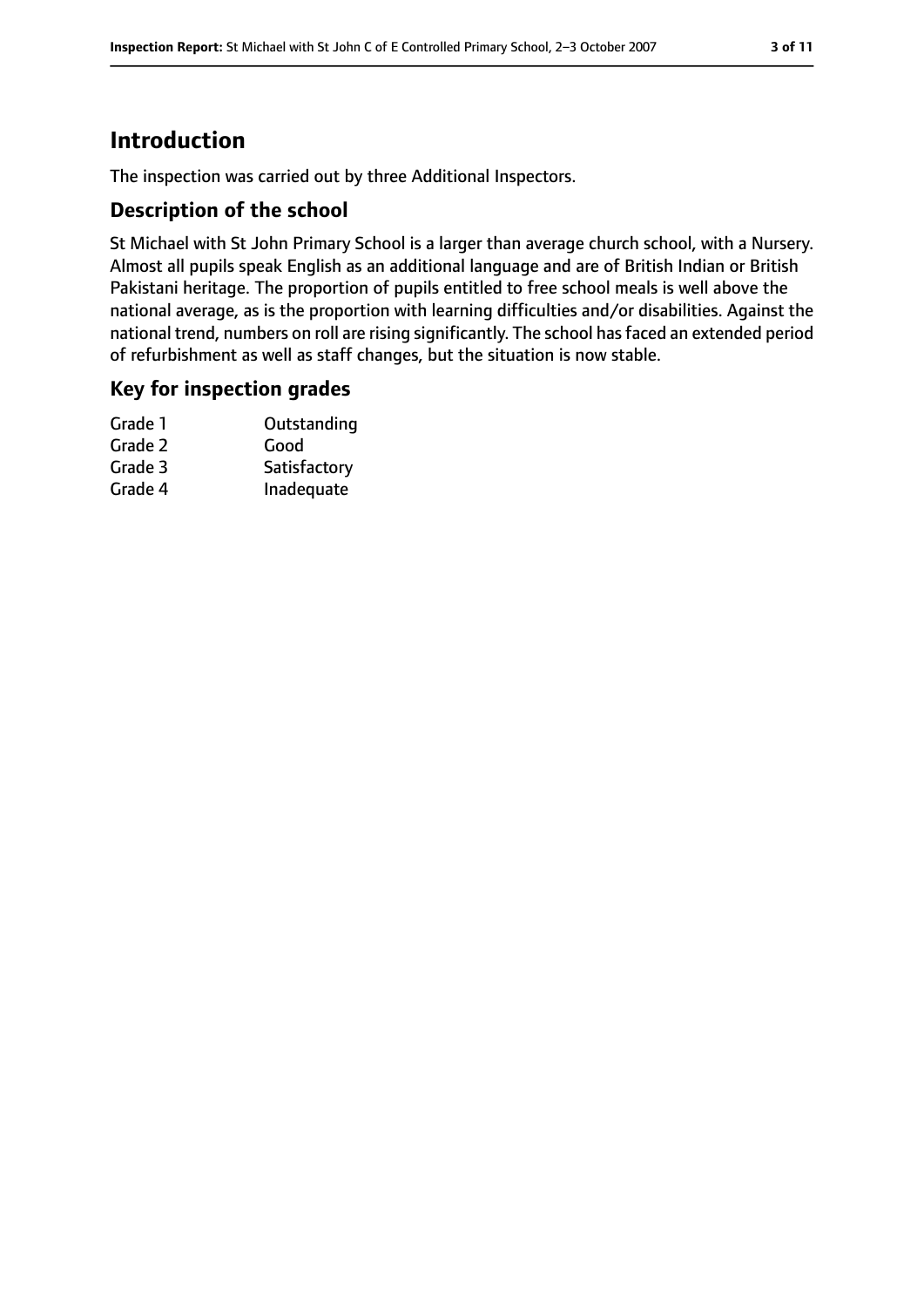# Introduction

The inspection was carried out by three Additional Inspectors.

## Description of the school

St Michael with St John Primary School is a larger than average church school, with a Nursery. Almost all pupils speak English as an additional language and are of British Indian or British Pakistani heritage. The proportion of pupils entitled to free school meals is well above the national average, as is the proportion with learning difficulties and/or disabilities. Against the national trend, numbers on roll are rising significantly. The school has faced an extended period of refurbishment as well as staff changes, but the situation is now stable.

## Key for inspection grades

| | |
|---|---|
| Grade 1 | Outstanding |
| Grade 2 | Good |
| Grade 3 | Satisfactory |
| Grade 4 | Inadequate |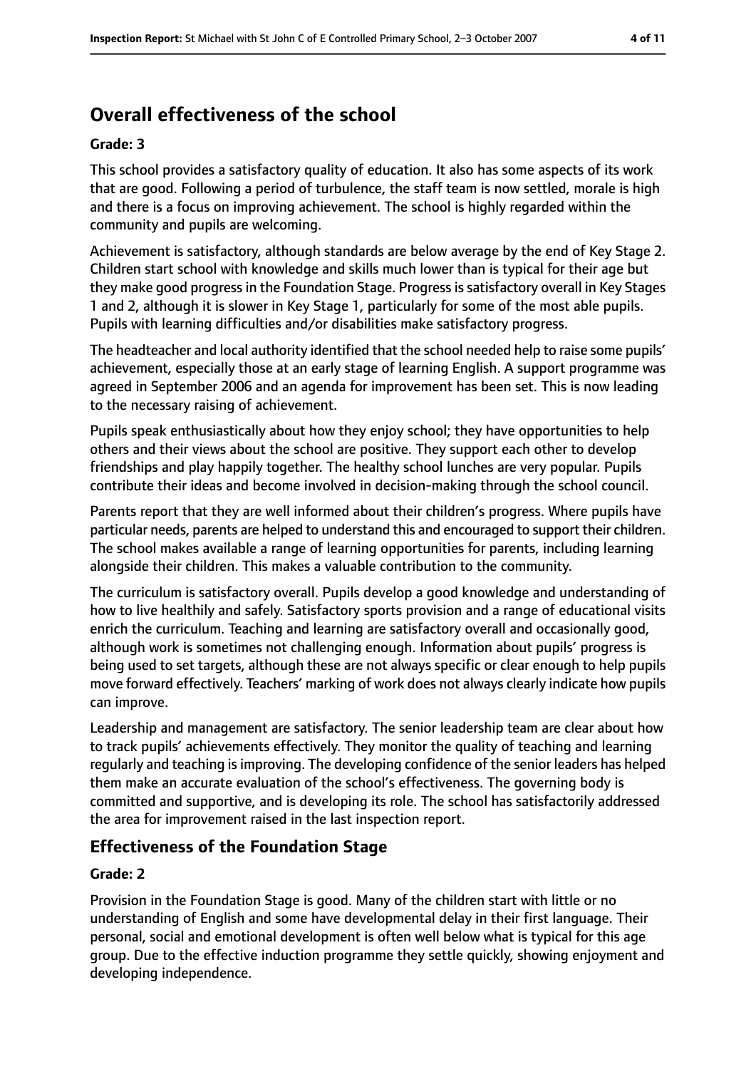## Overall effectiveness of the school

**Grade: 3**

This school provides a satisfactory quality of education. It also has some aspects of its work that are good. Following a period of turbulence, the staff team is now settled, morale is high and there is a focus on improving achievement. The school is highly regarded within the community and pupils are welcoming.

Achievement is satisfactory, although standards are below average by the end of Key Stage 2. Children start school with knowledge and skills much lower than is typical for their age but they make good progress in the Foundation Stage. Progress is satisfactory overall in Key Stages 1 and 2, although it is slower in Key Stage 1, particularly for some of the most able pupils. Pupils with learning difficulties and/or disabilities make satisfactory progress.

The headteacher and local authority identified that the school needed help to raise some pupils' achievement, especially those at an early stage of learning English. A support programme was agreed in September 2006 and an agenda for improvement has been set. This is now leading to the necessary raising of achievement.

Pupils speak enthusiastically about how they enjoy school; they have opportunities to help others and their views about the school are positive. They support each other to develop friendships and play happily together. The healthy school lunches are very popular. Pupils contribute their ideas and become involved in decision-making through the school council.

Parents report that they are well informed about their children's progress. Where pupils have particular needs, parents are helped to understand this and encouraged to support their children. The school makes available a range of learning opportunities for parents, including learning alongside their children. This makes a valuable contribution to the community.

The curriculum is satisfactory overall. Pupils develop a good knowledge and understanding of how to live healthily and safely. Satisfactory sports provision and a range of educational visits enrich the curriculum. Teaching and learning are satisfactory overall and occasionally good, although work is sometimes not challenging enough. Information about pupils' progress is being used to set targets, although these are not always specific or clear enough to help pupils move forward effectively. Teachers' marking of work does not always clearly indicate how pupils can improve.

Leadership and management are satisfactory. The senior leadership team are clear about how to track pupils' achievements effectively. They monitor the quality of teaching and learning regularly and teaching is improving. The developing confidence of the senior leaders has helped them make an accurate evaluation of the school's effectiveness. The governing body is committed and supportive, and is developing its role. The school has satisfactorily addressed the area for improvement raised in the last inspection report.

### Effectiveness of the Foundation Stage

**Grade: 2**

Provision in the Foundation Stage is good. Many of the children start with little or no understanding of English and some have developmental delay in their first language. Their personal, social and emotional development is often well below what is typical for this age group. Due to the effective induction programme they settle quickly, showing enjoyment and developing independence.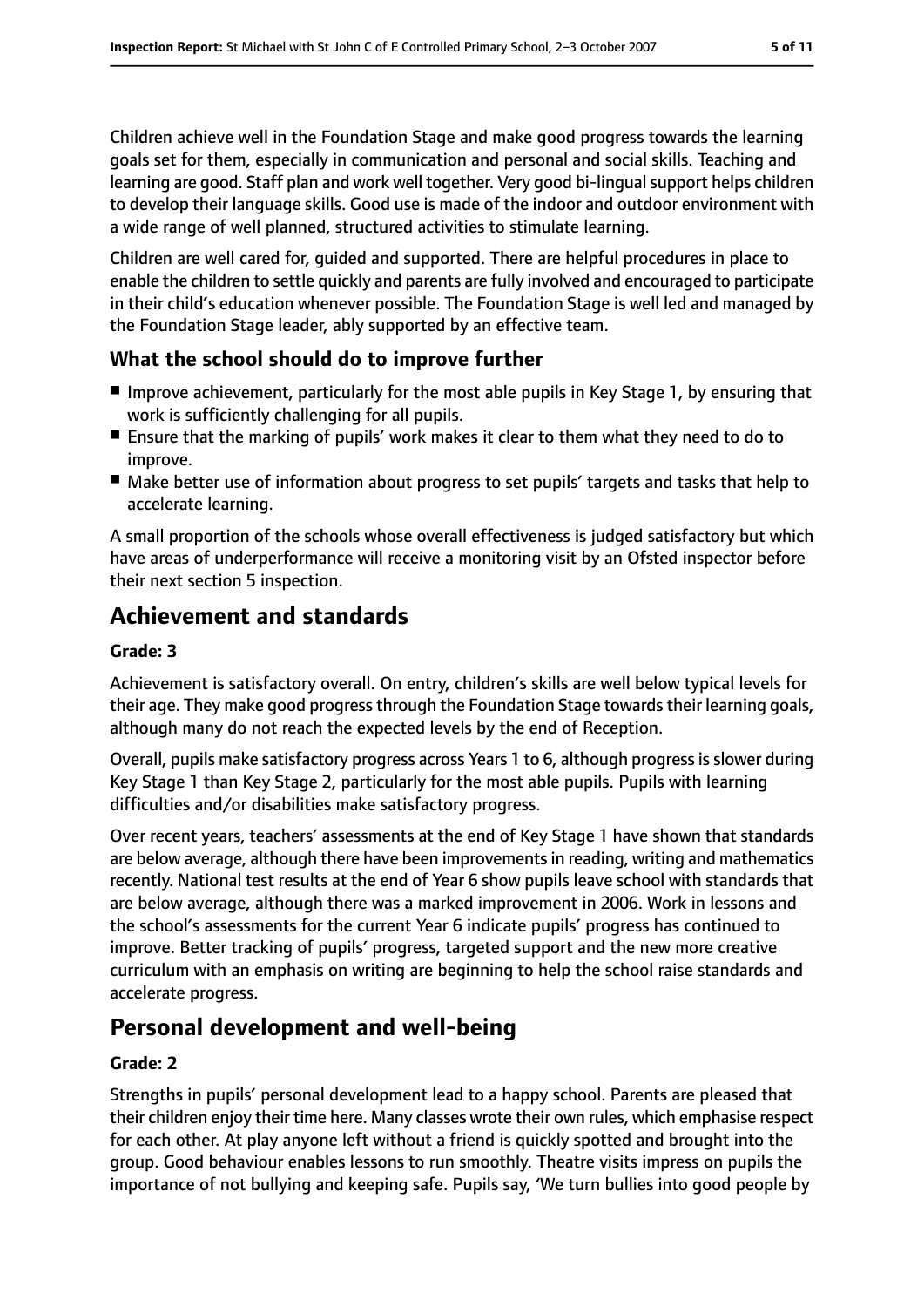Children achieve well in the Foundation Stage and make good progress towards the learning goals set for them, especially in communication and personal and social skills. Teaching and learning are good. Staff plan and work well together. Very good bi-lingual support helps children to develop their language skills. Good use is made of the indoor and outdoor environment with a wide range of well planned, structured activities to stimulate learning.

Children are well cared for, guided and supported. There are helpful procedures in place to enable the children to settle quickly and parents are fully involved and encouraged to participate in their child's education whenever possible. The Foundation Stage is well led and managed by the Foundation Stage leader, ably supported by an effective team.

### What the school should do to improve further

- Improve achievement, particularly for the most able pupils in Key Stage 1, by ensuring that work is sufficiently challenging for all pupils.
- Ensure that the marking of pupils' work makes it clear to them what they need to do to improve.
- Make better use of information about progress to set pupils' targets and tasks that help to accelerate learning.

A small proportion of the schools whose overall effectiveness is judged satisfactory but which have areas of underperformance will receive a monitoring visit by an Ofsted inspector before their next section 5 inspection.

## Achievement and standards

**Grade: 3**

Achievement is satisfactory overall. On entry, children's skills are well below typical levels for their age. They make good progress through the Foundation Stage towards their learning goals, although many do not reach the expected levels by the end of Reception.

Overall, pupils make satisfactory progress across Years 1 to 6, although progress is slower during Key Stage 1 than Key Stage 2, particularly for the most able pupils. Pupils with learning difficulties and/or disabilities make satisfactory progress.

Over recent years, teachers' assessments at the end of Key Stage 1 have shown that standards are below average, although there have been improvements in reading, writing and mathematics recently. National test results at the end of Year 6 show pupils leave school with standards that are below average, although there was a marked improvement in 2006. Work in lessons and the school's assessments for the current Year 6 indicate pupils' progress has continued to improve. Better tracking of pupils' progress, targeted support and the new more creative curriculum with an emphasis on writing are beginning to help the school raise standards and accelerate progress.

## Personal development and well-being

**Grade: 2**

Strengths in pupils' personal development lead to a happy school. Parents are pleased that their children enjoy their time here. Many classes wrote their own rules, which emphasise respect for each other. At play anyone left without a friend is quickly spotted and brought into the group. Good behaviour enables lessons to run smoothly. Theatre visits impress on pupils the importance of not bullying and keeping safe. Pupils say, 'We turn bullies into good people by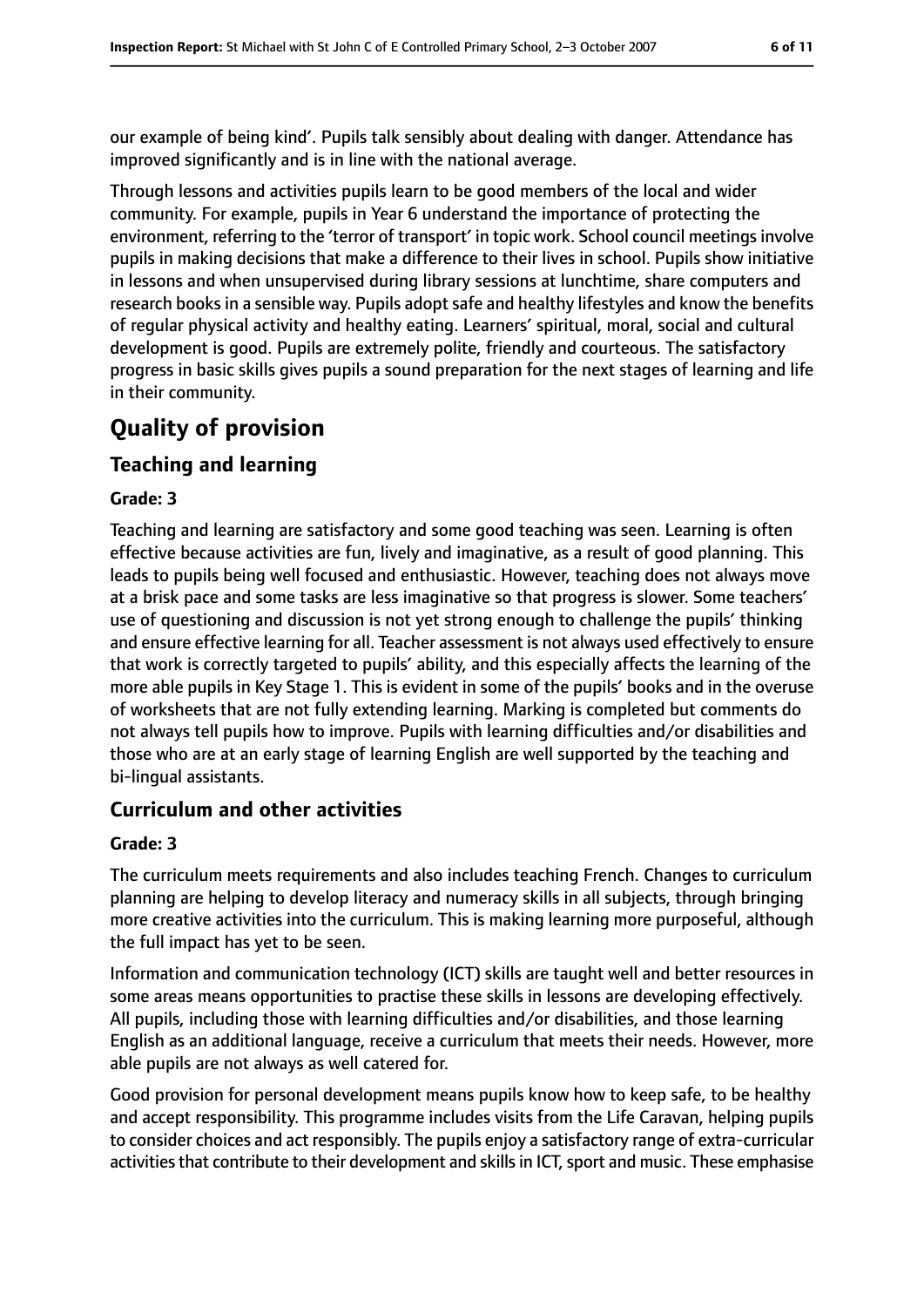our example of being kind'. Pupils talk sensibly about dealing with danger. Attendance has improved significantly and is in line with the national average.

Through lessons and activities pupils learn to be good members of the local and wider community. For example, pupils in Year 6 understand the importance of protecting the environment, referring to the 'terror of transport' in topic work. School council meetings involve pupils in making decisions that make a difference to their lives in school. Pupils show initiative in lessons and when unsupervised during library sessions at lunchtime, share computers and research books in a sensible way. Pupils adopt safe and healthy lifestyles and know the benefits of regular physical activity and healthy eating. Learners' spiritual, moral, social and cultural development is good. Pupils are extremely polite, friendly and courteous. The satisfactory progress in basic skills gives pupils a sound preparation for the next stages of learning and life in their community.

# Quality of provision

## Teaching and learning

### Grade: 3

Teaching and learning are satisfactory and some good teaching was seen. Learning is often effective because activities are fun, lively and imaginative, as a result of good planning. This leads to pupils being well focused and enthusiastic. However, teaching does not always move at a brisk pace and some tasks are less imaginative so that progress is slower. Some teachers' use of questioning and discussion is not yet strong enough to challenge the pupils' thinking and ensure effective learning for all. Teacher assessment is not always used effectively to ensure that work is correctly targeted to pupils' ability, and this especially affects the learning of the more able pupils in Key Stage 1. This is evident in some of the pupils' books and in the overuse of worksheets that are not fully extending learning. Marking is completed but comments do not always tell pupils how to improve. Pupils with learning difficulties and/or disabilities and those who are at an early stage of learning English are well supported by the teaching and bi-lingual assistants.

## Curriculum and other activities

### Grade: 3

The curriculum meets requirements and also includes teaching French. Changes to curriculum planning are helping to develop literacy and numeracy skills in all subjects, through bringing more creative activities into the curriculum. This is making learning more purposeful, although the full impact has yet to be seen.

Information and communication technology (ICT) skills are taught well and better resources in some areas means opportunities to practise these skills in lessons are developing effectively. All pupils, including those with learning difficulties and/or disabilities, and those learning English as an additional language, receive a curriculum that meets their needs. However, more able pupils are not always as well catered for.

Good provision for personal development means pupils know how to keep safe, to be healthy and accept responsibility. This programme includes visits from the Life Caravan, helping pupils to consider choices and act responsibly. The pupils enjoy a satisfactory range of extra-curricular activities that contribute to their development and skills in ICT, sport and music. These emphasise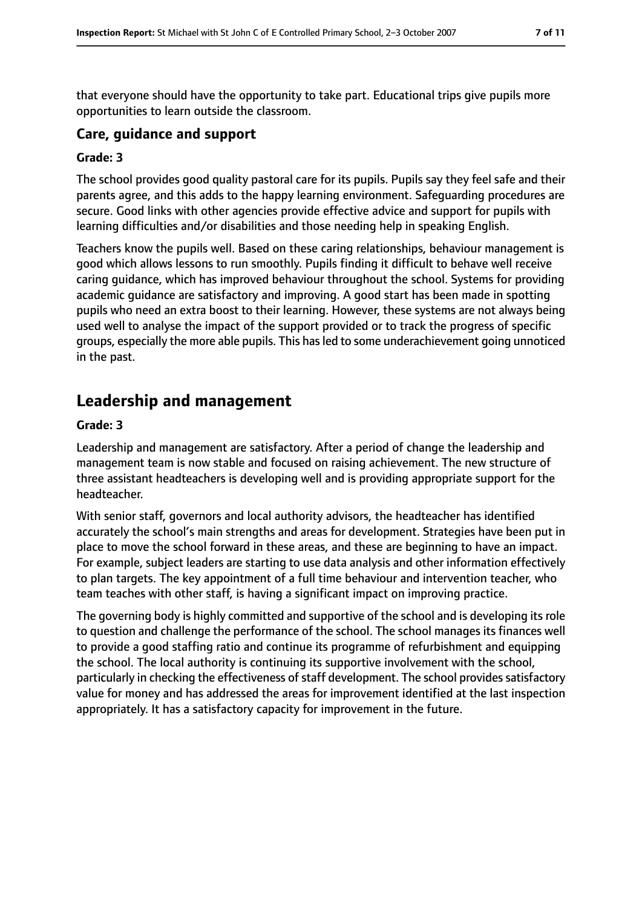that everyone should have the opportunity to take part. Educational trips give pupils more opportunities to learn outside the classroom.

### Care, guidance and support

**Grade: 3**

The school provides good quality pastoral care for its pupils. Pupils say they feel safe and their parents agree, and this adds to the happy learning environment. Safeguarding procedures are secure. Good links with other agencies provide effective advice and support for pupils with learning difficulties and/or disabilities and those needing help in speaking English.

Teachers know the pupils well. Based on these caring relationships, behaviour management is good which allows lessons to run smoothly. Pupils finding it difficult to behave well receive caring guidance, which has improved behaviour throughout the school. Systems for providing academic guidance are satisfactory and improving. A good start has been made in spotting pupils who need an extra boost to their learning. However, these systems are not always being used well to analyse the impact of the support provided or to track the progress of specific groups, especially the more able pupils. This has led to some underachievement going unnoticed in the past.

## Leadership and management

**Grade: 3**

Leadership and management are satisfactory. After a period of change the leadership and management team is now stable and focused on raising achievement. The new structure of three assistant headteachers is developing well and is providing appropriate support for the headteacher.

With senior staff, governors and local authority advisors, the headteacher has identified accurately the school's main strengths and areas for development. Strategies have been put in place to move the school forward in these areas, and these are beginning to have an impact. For example, subject leaders are starting to use data analysis and other information effectively to plan targets. The key appointment of a full time behaviour and intervention teacher, who team teaches with other staff, is having a significant impact on improving practice.

The governing body is highly committed and supportive of the school and is developing its role to question and challenge the performance of the school. The school manages its finances well to provide a good staffing ratio and continue its programme of refurbishment and equipping the school. The local authority is continuing its supportive involvement with the school, particularly in checking the effectiveness of staff development. The school provides satisfactory value for money and has addressed the areas for improvement identified at the last inspection appropriately. It has a satisfactory capacity for improvement in the future.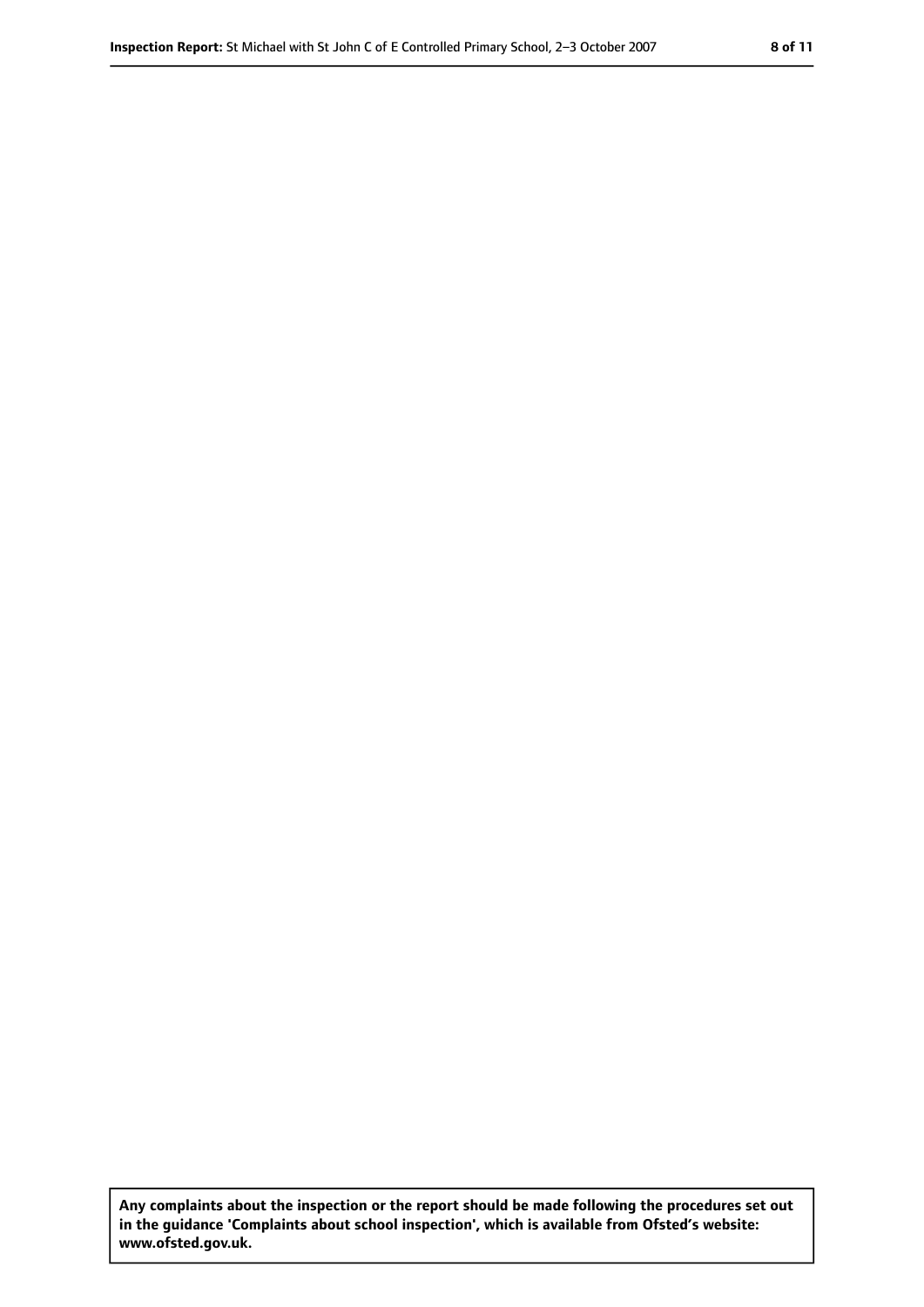**Any complaints about the inspection or the report should be made following the procedures set out in the guidance 'Complaints about school inspection', which is available from Ofsted's website: www.ofsted.gov.uk.**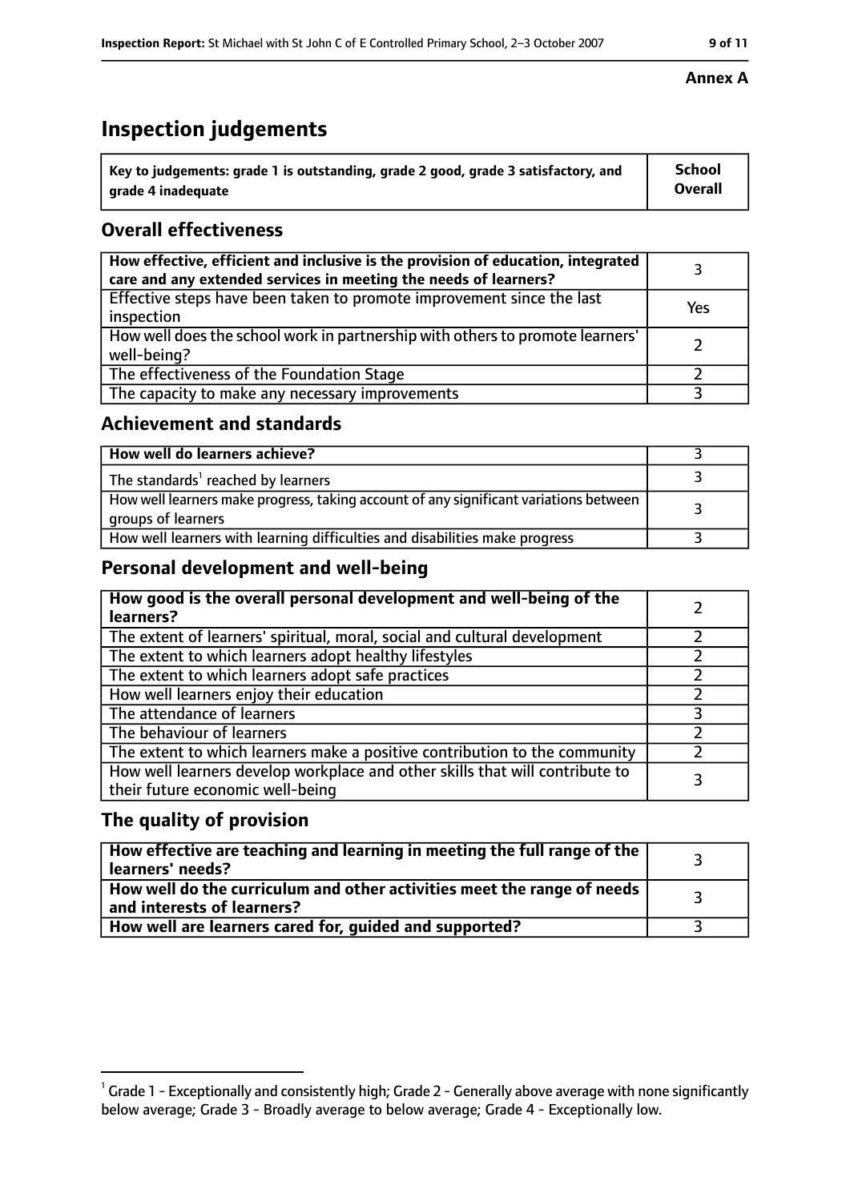**Annex A**

# Inspection judgements

| Key to judgements: grade 1 is outstanding, grade 2 good, grade 3 satisfactory, and grade 4 inadequate | School Overall |
| --- | --- |

## Overall effectiveness

| | |
| --- | --- |
| How effective, efficient and inclusive is the provision of education, integrated care and any extended services in meeting the needs of learners? | 3 |
| Effective steps have been taken to promote improvement since the last inspection | Yes |
| How well does the school work in partnership with others to promote learners' well-being? | 2 |
| The effectiveness of the Foundation Stage | 2 |
| The capacity to make any necessary improvements | 3 |

## Achievement and standards

| | |
| --- | --- |
| How well do learners achieve? | 3 |
| The standards[1] reached by learners | 3 |
| How well learners make progress, taking account of any significant variations between groups of learners | 3 |
| How well learners with learning difficulties and disabilities make progress | 3 |

## Personal development and well-being

| | |
| --- | --- |
| How good is the overall personal development and well-being of the learners? | 2 |
| The extent of learners' spiritual, moral, social and cultural development | 2 |
| The extent to which learners adopt healthy lifestyles | 2 |
| The extent to which learners adopt safe practices | 2 |
| How well learners enjoy their education | 2 |
| The attendance of learners | 3 |
| The behaviour of learners | 2 |
| The extent to which learners make a positive contribution to the community | 2 |
| How well learners develop workplace and other skills that will contribute to their future economic well-being | 3 |

## The quality of provision

| | |
| --- | --- |
| How effective are teaching and learning in meeting the full range of the learners' needs? | 3 |
| How well do the curriculum and other activities meet the range of needs and interests of learners? | 3 |
| How well are learners cared for, guided and supported? | 3 |

[1] Grade 1 - Exceptionally and consistently high; Grade 2 - Generally above average with none significantly below average; Grade 3 - Broadly average to below average; Grade 4 - Exceptionally low.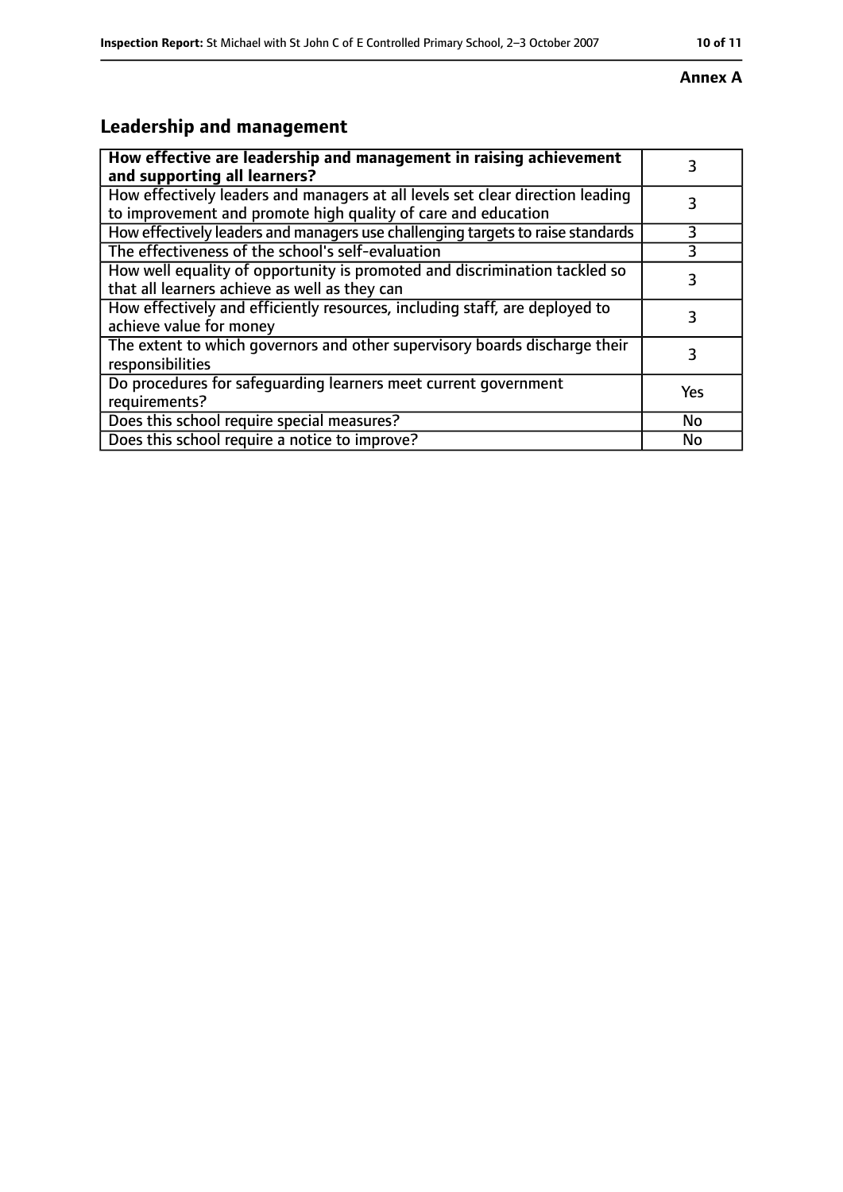**Annex A**

## Leadership and management

| **How effective are leadership and management in raising achievement and supporting all learners?** | 3 |
|---|---|
| How effectively leaders and managers at all levels set clear direction leading to improvement and promote high quality of care and education | 3 |
| How effectively leaders and managers use challenging targets to raise standards | 3 |
| The effectiveness of the school's self-evaluation | 3 |
| How well equality of opportunity is promoted and discrimination tackled so that all learners achieve as well as they can | 3 |
| How effectively and efficiently resources, including staff, are deployed to achieve value for money | 3 |
| The extent to which governors and other supervisory boards discharge their responsibilities | 3 |
| Do procedures for safeguarding learners meet current government requirements? | Yes |
| Does this school require special measures? | No |
| Does this school require a notice to improve? | No |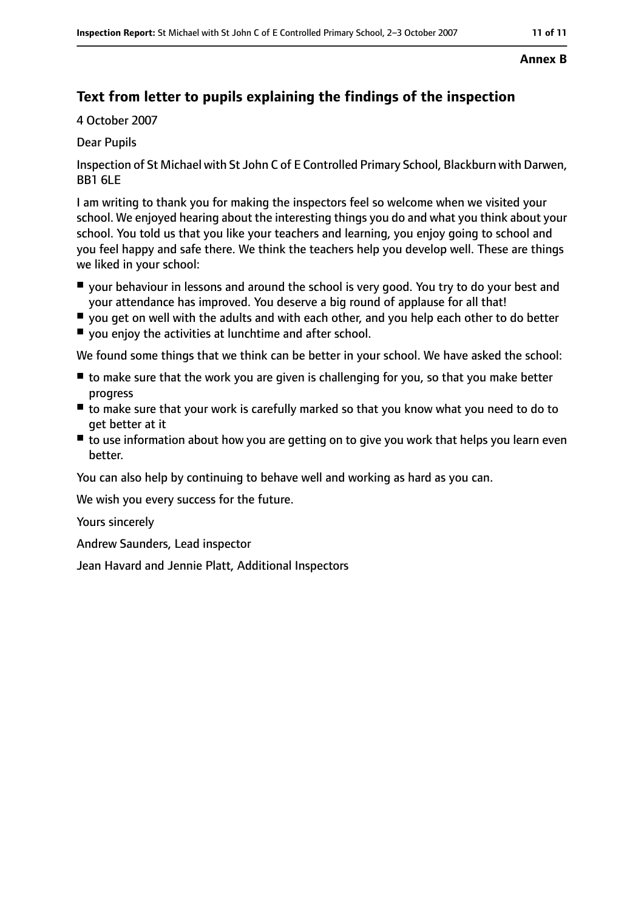**Annex B**

## Text from letter to pupils explaining the findings of the inspection

4 October 2007

Dear Pupils

Inspection of St Michael with St John C of E Controlled Primary School, Blackburn with Darwen, BB1 6LE

I am writing to thank you for making the inspectors feel so welcome when we visited your school. We enjoyed hearing about the interesting things you do and what you think about your school. You told us that you like your teachers and learning, you enjoy going to school and you feel happy and safe there. We think the teachers help you develop well. These are things we liked in your school:

- your behaviour in lessons and around the school is very good. You try to do your best and your attendance has improved. You deserve a big round of applause for all that!
- you get on well with the adults and with each other, and you help each other to do better
- you enjoy the activities at lunchtime and after school.

We found some things that we think can be better in your school. We have asked the school:

- to make sure that the work you are given is challenging for you, so that you make better progress
- to make sure that your work is carefully marked so that you know what you need to do to get better at it
- to use information about how you are getting on to give you work that helps you learn even better.

You can also help by continuing to behave well and working as hard as you can.

We wish you every success for the future.

Yours sincerely

Andrew Saunders, Lead inspector

Jean Havard and Jennie Platt, Additional Inspectors